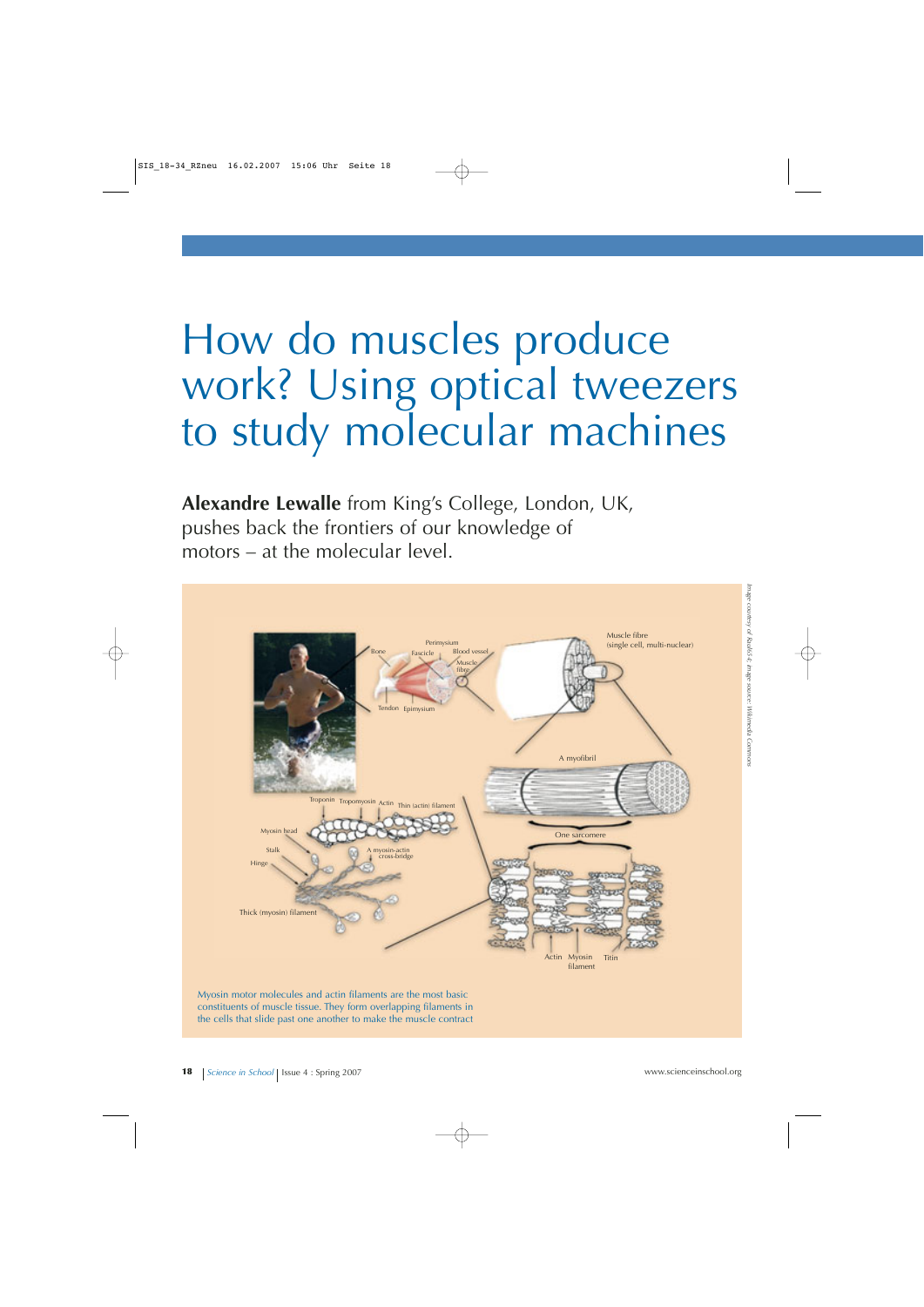# How do muscles produce work? Using optical tweezers to study molecular machines

**Alexandre Lewalle** from King's College, London, UK, pushes back the frontiers of our knowledge of motors – at the molecular level.

Myosin motor molecules and actin filaments are the most basic constituents of muscle tissue. They form overlapping filaments in the cells that slide past one another to make the muscle contract

*Image courtesy of Raul654; image source: Wikimedia Commons*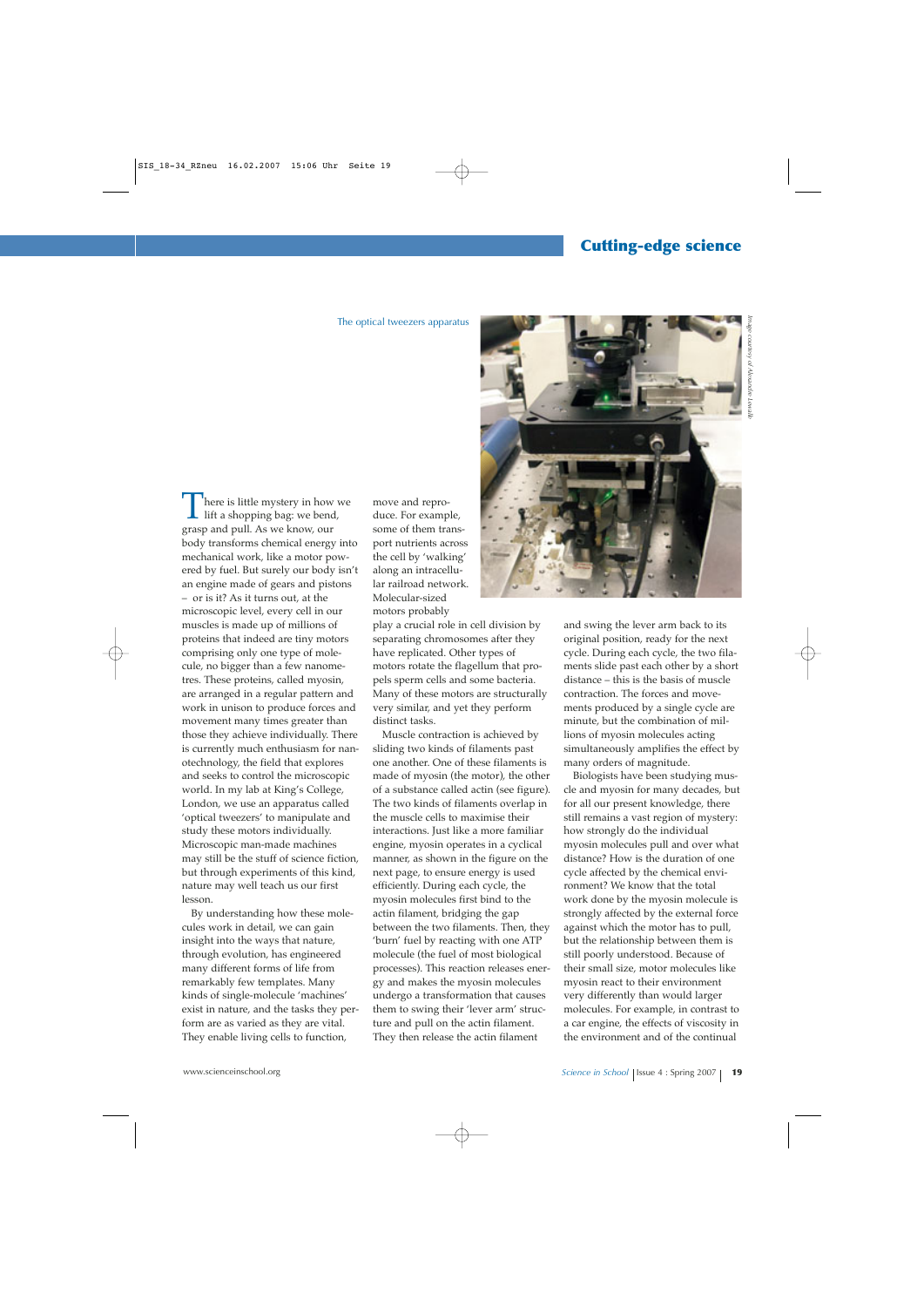The optical tweezers apparatus

Image courtesy of Alexandre Lewalle

There is little mystery in how we lift a shopping bag: we bend, grasp and pull. As we know, our body transforms chemical energy into mechanical work, like a motor powered by fuel. But surely our body isn't an engine made of gears and pistons – or is it? As it turns out, at the microscopic level, every cell in our muscles is made up of millions of proteins that indeed are tiny motors comprising only one type of molecule, no bigger than a few nanometres. These proteins, called myosin, are arranged in a regular pattern and work in unison to produce forces and movement many times greater than those they achieve individually. There is currently much enthusiasm for nanotechnology, the field that explores and seeks to control the microscopic world. In my lab at King's College, London, we use an apparatus called 'optical tweezers' to manipulate and study these motors individually. Microscopic man-made machines may still be the stuff of science fiction, but through experiments of this kind, nature may well teach us our first lesson.

By understanding how these molecules work in detail, we can gain insight into the ways that nature, through evolution, has engineered many different forms of life from remarkably few templates. Many kinds of single-molecule 'machines' exist in nature, and the tasks they perform are as varied as they are vital. They enable living cells to function, move and reproduce. For example, some of them transport nutrients across the cell by 'walking' along an intracellular railroad network. Molecular-sized motors probably play a crucial role in cell division by separating chromosomes after they have replicated. Other types of motors rotate the flagellum that propels sperm cells and some bacteria. Many of these motors are structurally very similar, and yet they perform distinct tasks.

Muscle contraction is achieved by sliding two kinds of filaments past one another. One of these filaments is made of myosin (the motor), the other of a substance called actin (see figure). The two kinds of filaments overlap in the muscle cells to maximise their interactions. Just like a more familiar engine, myosin operates in a cyclical manner, as shown in the figure on the next page, to ensure energy is used efficiently. During each cycle, the myosin molecules first bind to the actin filament, bridging the gap between the two filaments. Then, they 'burn' fuel by reacting with one ATP molecule (the fuel of most biological processes). This reaction releases energy and makes the myosin molecules undergo a transformation that causes them to swing their 'lever arm' structure and pull on the actin filament. They then release the actin filament and swing the lever arm back to its original position, ready for the next cycle. During each cycle, the two filaments slide past each other by a short distance – this is the basis of muscle contraction. The forces and movements produced by a single cycle are minute, but the combination of millions of myosin molecules acting simultaneously amplifies the effect by many orders of magnitude.

Biologists have been studying muscle and myosin for many decades, but for all our present knowledge, there still remains a vast region of mystery: how strongly do the individual myosin molecules pull and over what distance? How is the duration of one cycle affected by the chemical environment? We know that the total work done by the myosin molecule is strongly affected by the external force against which the motor has to pull, but the relationship between them is still poorly understood. Because of their small size, motor molecules like myosin react to their environment very differently than would larger molecules. For example, in contrast to a car engine, the effects of viscosity in the environment and of the continual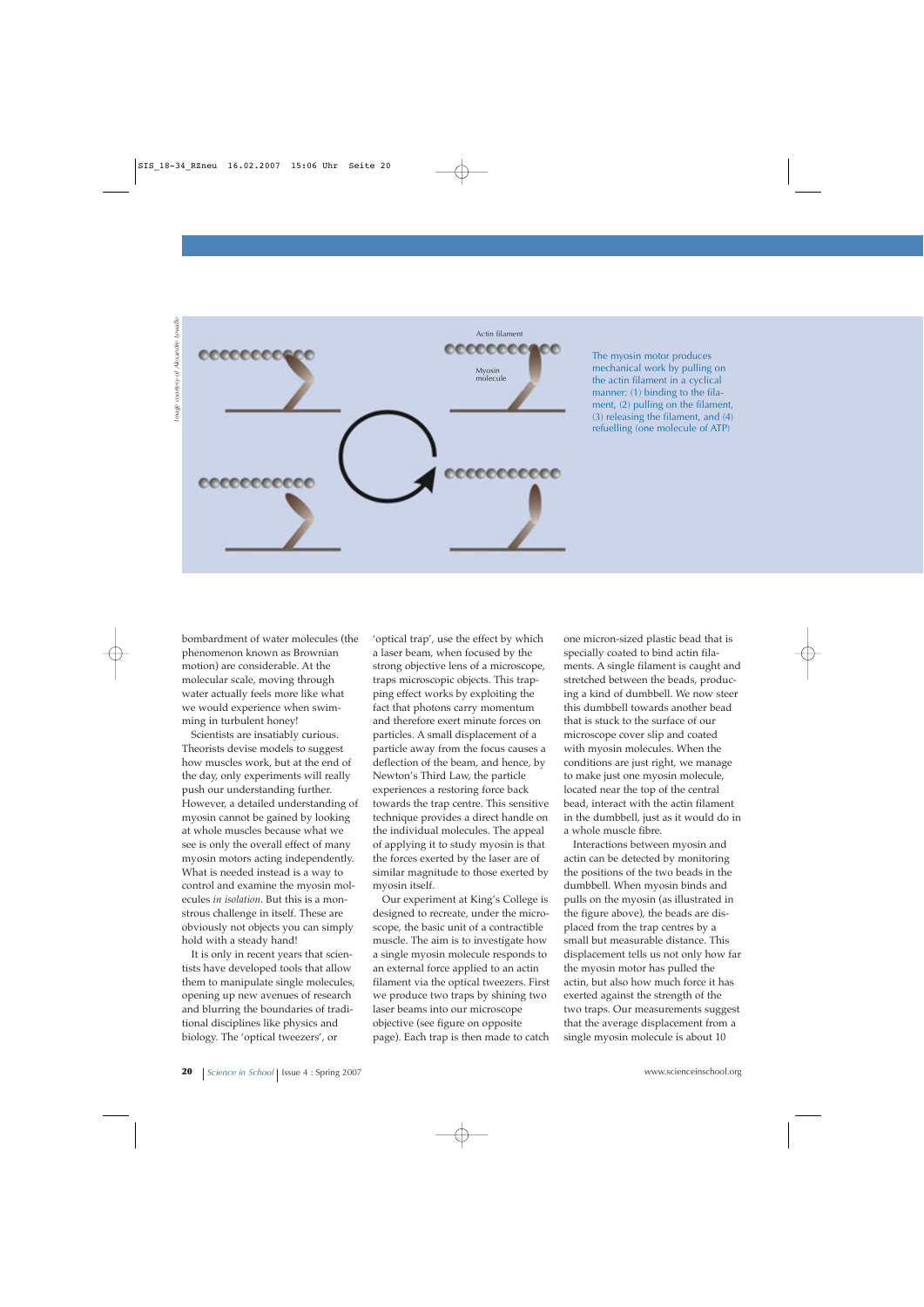The myosin motor produces mechanical work by pulling on the actin filament in a cyclical manner: (1) binding to the filament, (2) pulling on the filament, (3) releasing the filament, and (4) refuelling (one molecule of ATP)

bombardment of water molecules (the phenomenon known as Brownian motion) are considerable. At the molecular scale, moving through water actually feels more like what we would experience when swimming in turbulent honey!

Scientists are insatiably curious. Theorists devise models to suggest how muscles work, but at the end of the day, only experiments will really push our understanding further. However, a detailed understanding of myosin cannot be gained by looking at whole muscles because what we see is only the overall effect of many myosin motors acting independently. What is needed instead is a way to control and examine the myosin molecules *in isolation*. But this is a monstrous challenge in itself. These are obviously not objects you can simply hold with a steady hand!

It is only in recent years that scientists have developed tools that allow them to manipulate single molecules, opening up new avenues of research and blurring the boundaries of traditional disciplines like physics and biology. The 'optical tweezers', or 'optical trap', use the effect by which a laser beam, when focused by the strong objective lens of a microscope, traps microscopic objects. This trapping effect works by exploiting the fact that photons carry momentum and therefore exert minute forces on particles. A small displacement of a particle away from the focus causes a deflection of the beam, and hence, by Newton's Third Law, the particle experiences a restoring force back towards the trap centre. This sensitive technique provides a direct handle on the individual molecules. The appeal of applying it to study myosin is that the forces exerted by the laser are of similar magnitude to those exerted by myosin itself.

Our experiment at King's College is designed to recreate, under the microscope, the basic unit of a contractible muscle. The aim is to investigate how a single myosin molecule responds to an external force applied to an actin filament via the optical tweezers. First we produce two traps by shining two laser beams into our microscope objective (see figure on opposite page). Each trap is then made to catch one micron-sized plastic bead that is specially coated to bind actin filaments. A single filament is caught and stretched between the beads, producing a kind of dumbbell. We now steer this dumbbell towards another bead that is stuck to the surface of our microscope cover slip and coated with myosin molecules. When the conditions are just right, we manage to make just one myosin molecule, located near the top of the central bead, interact with the actin filament in the dumbbell, just as it would do in a whole muscle fibre.

Interactions between myosin and actin can be detected by monitoring the positions of the two beads in the dumbbell. When myosin binds and pulls on the myosin (as illustrated in the figure above), the beads are displaced from the trap centres by a small but measurable distance. This displacement tells us not only how far the myosin motor has pulled the actin, but also how much force it has exerted against the strength of the two traps. Our measurements suggest that the average displacement from a single myosin molecule is about 10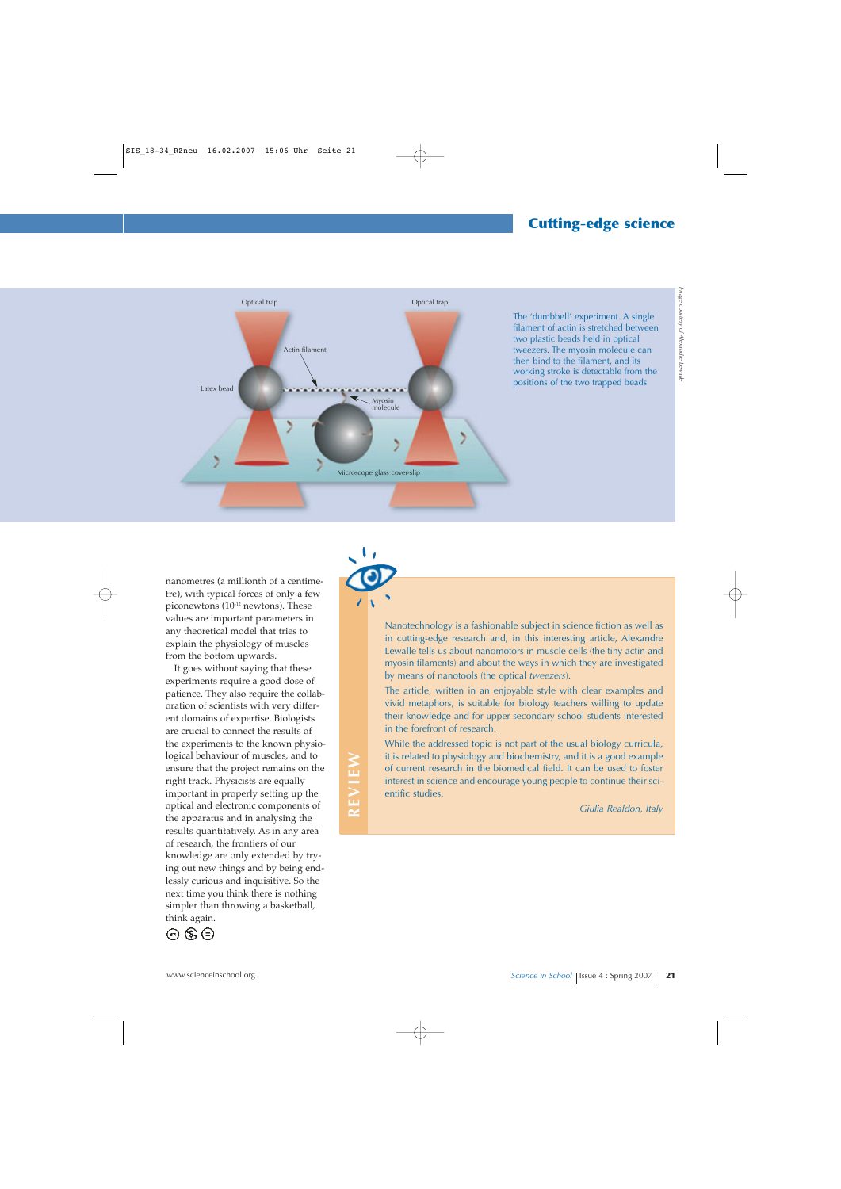Optical trap

Optical trap

Actin filament

Latex bead

Myosin molecule

Microscope glass cover-slip

The 'dumbbell' experiment. A single filament of actin is stretched between two plastic beads held in optical tweezers. The myosin molecule can then bind to the filament, and its working stroke is detectable from the positions of the two trapped beads

*Image courtesy of Alexandre Lewalle*

nanometres (a millionth of a centimetre), with typical forces of only a few piconewtons ($10^{-12}$ newtons). These values are important parameters in any theoretical model that tries to explain the physiology of muscles from the bottom upwards.

It goes without saying that these experiments require a good dose of patience. They also require the collaboration of scientists with very different domains of expertise. Biologists are crucial to connect the results of the experiments to the known physiological behaviour of muscles, and to ensure that the project remains on the right track. Physicists are equally important in properly setting up the optical and electronic components of the apparatus and in analysing the results quantitatively. As in any area of research, the frontiers of our knowledge are only extended by trying out new things and by being endlessly curious and inquisitive. So the next time you think there is nothing simpler than throwing a basketball, think again.

## REVIEW

Nanotechnology is a fashionable subject in science fiction as well as in cutting-edge research and, in this interesting article, Alexandre Lewalle tells us about nanomotors in muscle cells (the tiny actin and myosin filaments) and about the ways in which they are investigated by means of nanotools (the optical *tweezers*).

The article, written in an enjoyable style with clear examples and vivid metaphors, is suitable for biology teachers willing to update their knowledge and for upper secondary school students interested in the forefront of research.

While the addressed topic is not part of the usual biology curricula, it is related to physiology and biochemistry, and it is a good example of current research in the biomedical field. It can be used to foster interest in science and encourage young people to continue their scientific studies.

*Giulia Realdon, Italy*